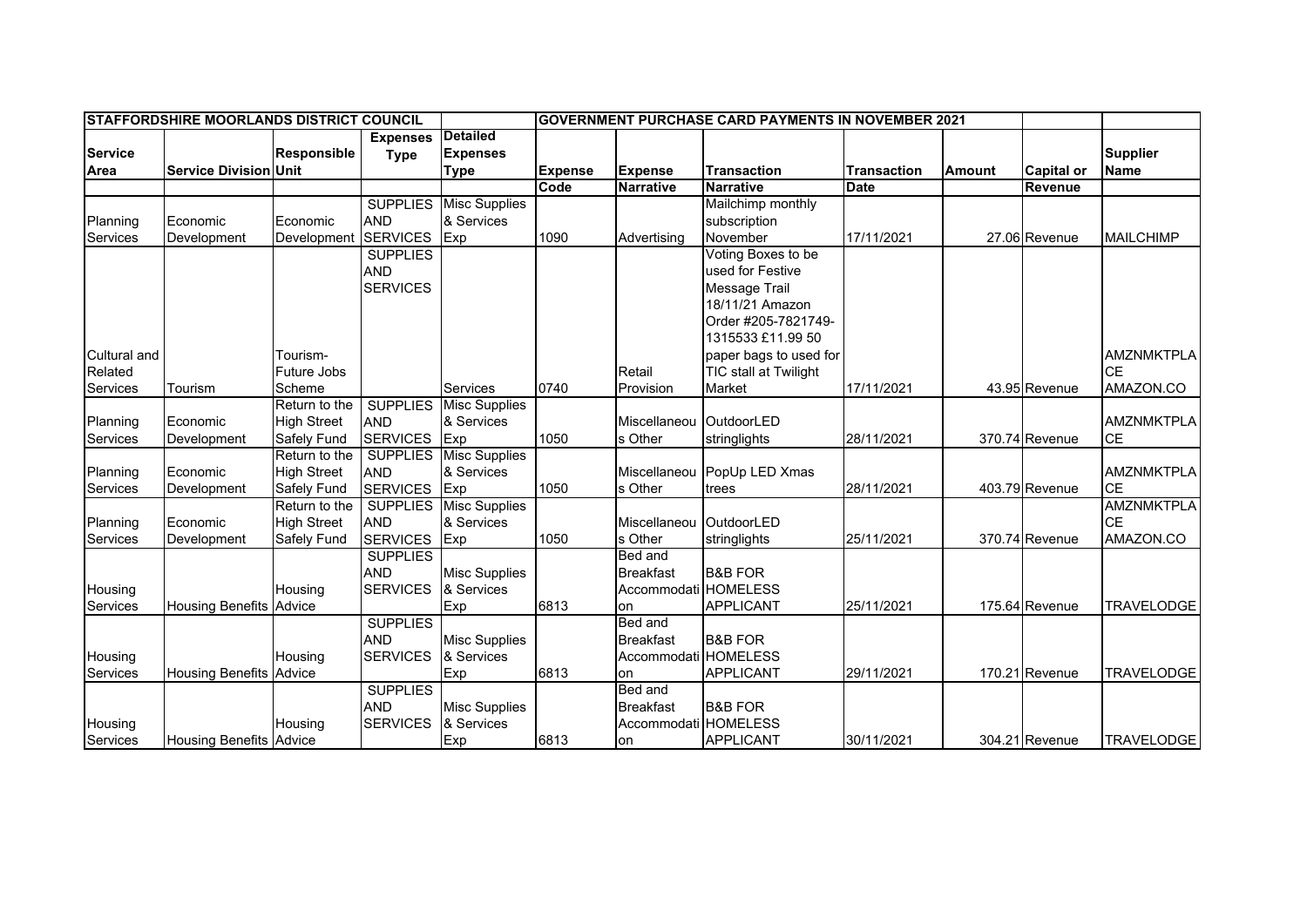| STAFFORDSHIRE MOORLANDS DISTRICT COUNCIL | | | | | GOVERNMENT PURCHASE CARD PAYMENTS IN NOVEMBER 2021 | | | | | | |
|---|---|---|---|---|---|---|---|---|---|---|---|
| Service Area | Service Division | Responsible Unit | Expenses Type | Detailed Expenses Type | Expense Code | Expense Narrative | Transaction Narrative | Transaction Date | Amount | Capital or Revenue | Supplier Name |
| Planning Services | Economic Development | Economic Development | SUPPLIES AND SERVICES | Misc Supplies & Services Exp | 1090 | Advertising | Mailchimp monthly subscription November | 17/11/2021 | 27.06 | Revenue | MAILCHIMP |
| Cultural and Related Services | Tourism | Tourism-Future Jobs Scheme | SUPPLIES AND SERVICES | Services | 0740 | Retail Provision | Voting Boxes to be used for Festive Message Trail 18/11/21 Amazon Order #205-7821749-1315533 £11.99 50 paper bags to used for TIC stall at Twilight Market | 17/11/2021 | 43.95 | Revenue | AMZNMKTPLACE AMAZON.CO |
| Planning Services | Economic Development | Return to the High Street Safely Fund | SUPPLIES AND SERVICES | Misc Supplies & Services Exp | 1050 | Miscellaneous Other | OutdoorLED stringlights | 28/11/2021 | 370.74 | Revenue | AMZNMKTPLACE |
| Planning Services | Economic Development | Return to the High Street Safely Fund | SUPPLIES AND SERVICES | Misc Supplies & Services Exp | 1050 | Miscellaneous Other | PopUp LED Xmas trees | 28/11/2021 | 403.79 | Revenue | AMZNMKTPLACE |
| Planning Services | Economic Development | Return to the High Street Safely Fund | SUPPLIES AND SERVICES | Misc Supplies & Services Exp | 1050 | Miscellaneous Other | OutdoorLED stringlights | 25/11/2021 | 370.74 | Revenue | AMZNMKTPLACE AMAZON.CO |
| Housing Services | Housing Benefits | Housing Advice | SUPPLIES AND SERVICES | Misc Supplies & Services Exp | 6813 | Bed and Breakfast Accommodation | B&B FOR HOMELESS APPLICANT | 25/11/2021 | 175.64 | Revenue | TRAVELODGE |
| Housing Services | Housing Benefits | Housing Advice | SUPPLIES AND SERVICES | Misc Supplies & Services Exp | 6813 | Bed and Breakfast Accommodation | B&B FOR HOMELESS APPLICANT | 29/11/2021 | 170.21 | Revenue | TRAVELODGE |
| Housing Services | Housing Benefits | Housing Advice | SUPPLIES AND SERVICES | Misc Supplies & Services Exp | 6813 | Bed and Breakfast Accommodation | B&B FOR HOMELESS APPLICANT | 30/11/2021 | 304.21 | Revenue | TRAVELODGE |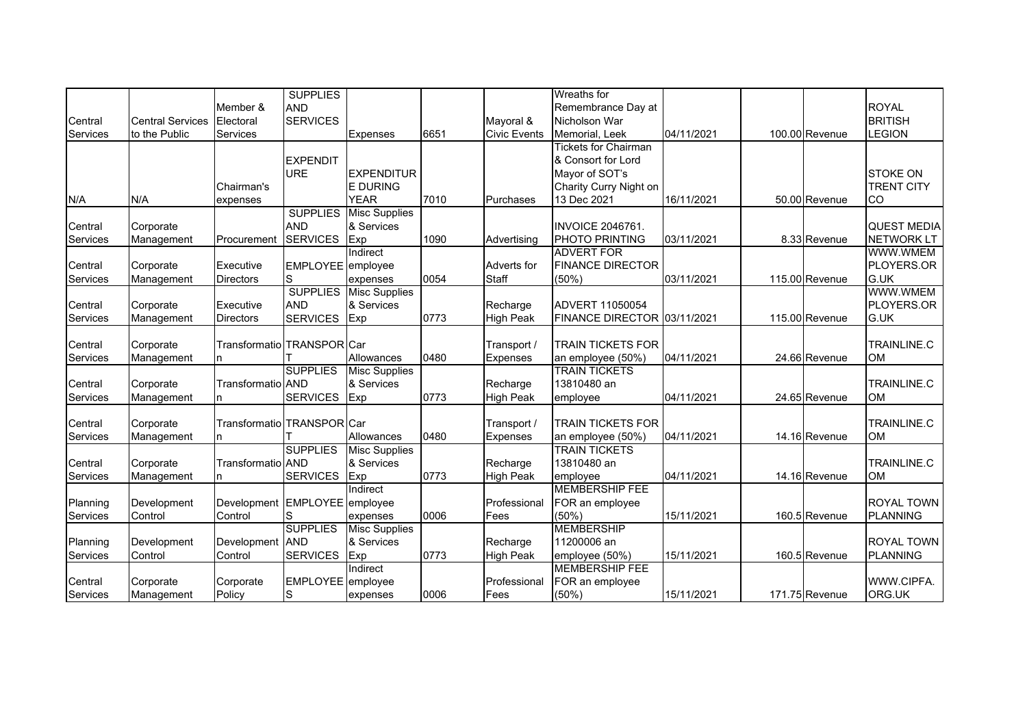| | | | | | | | | | | |
|---|---|---|---|---|---|---|---|---|---|---|
| Central Services | Central Services to the Public | Member & Electoral Services | SUPPLIES AND SERVICES | Expenses | 6651 | Mayoral & Civic Events | Wreaths for Remembrance Day at Nicholson War Memorial, Leek | 04/11/2021 | 100.00 Revenue | ROYAL BRITISH LEGION |
| N/A | N/A | Chairman's expenses | EXPENDITURE | EXPENDITURE DURING YEAR | 7010 | Purchases | Tickets for Chairman & Consort for Lord Mayor of SOT's Charity Curry Night on 13 Dec 2021 | 16/11/2021 | 50.00 Revenue | STOKE ON TRENT CITY CO |
| Central Services | Corporate Management | Procurement | SUPPLIES AND SERVICES | Misc Supplies & Services Exp | 1090 | Advertising | INVOICE 2046761. PHOTO PRINTING | 03/11/2021 | 8.33 Revenue | QUEST MEDIA NETWORK LT |
| Central Services | Corporate Management | Executive Directors | EMPLOYEES | Indirect employee expenses | 0054 | Adverts for Staff | ADVERT FOR FINANCE DIRECTOR (50%) | 03/11/2021 | 115.00 Revenue | WWW.WMEMPLOYERS.ORG.UK |
| Central Services | Corporate Management | Executive Directors | SUPPLIES AND SERVICES | Misc Supplies & Services Exp | 0773 | Recharge High Peak | ADVERT 11050054 FINANCE DIRECTOR | 03/11/2021 | 115.00 Revenue | WWW.WMEMPLOYERS.ORG.UK |
| Central Services | Corporate Management | Transformation | TRANSPORT | Car Allowances | 0480 | Transport / Expenses | TRAIN TICKETS FOR an employee (50%) | 04/11/2021 | 24.66 Revenue | TRAINLINE.COM |
| Central Services | Corporate Management | Transformation | SUPPLIES AND SERVICES | Misc Supplies & Services Exp | 0773 | Recharge High Peak | TRAIN TICKETS 13810480 an employee | 04/11/2021 | 24.65 Revenue | TRAINLINE.COM |
| Central Services | Corporate Management | Transformation | TRANSPORT | Car Allowances | 0480 | Transport / Expenses | TRAIN TICKETS FOR an employee (50%) | 04/11/2021 | 14.16 Revenue | TRAINLINE.COM |
| Central Services | Corporate Management | Transformation | SUPPLIES AND SERVICES | Misc Supplies & Services Exp | 0773 | Recharge High Peak | TRAIN TICKETS 13810480 an employee | 04/11/2021 | 14.16 Revenue | TRAINLINE.COM |
| Planning Services | Development Control | Development Control | EMPLOYEES | Indirect employee expenses | 0006 | Professional Fees | MEMBERSHIP FEE FOR an employee (50%) | 15/11/2021 | 160.5 Revenue | ROYAL TOWN PLANNING |
| Planning Services | Development Control | Development Control | SUPPLIES AND SERVICES | Misc Supplies & Services Exp | 0773 | Recharge High Peak | MEMBERSHIP 11200006 an employee (50%) | 15/11/2021 | 160.5 Revenue | ROYAL TOWN PLANNING |
| Central Services | Corporate Management | Corporate Policy | EMPLOYEES | Indirect employee expenses | 0006 | Professional Fees | MEMBERSHIP FEE FOR an employee (50%) | 15/11/2021 | 171.75 Revenue | WWW.CIPFA.ORG.UK |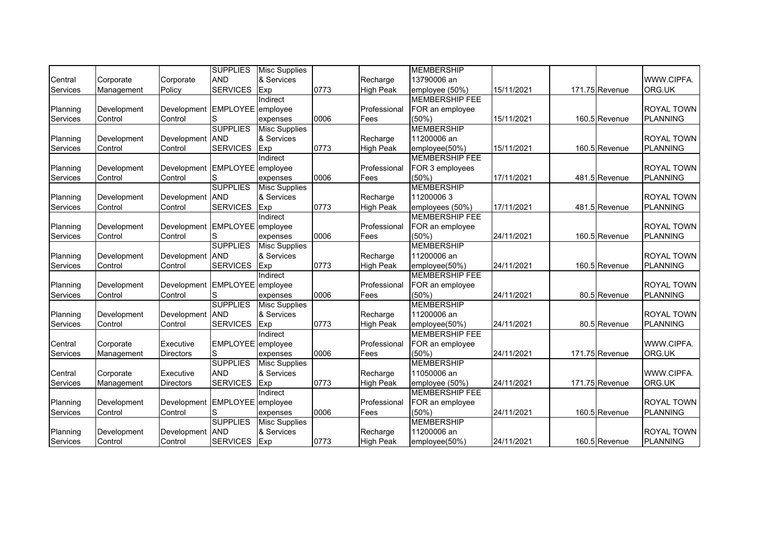| | | | | | | | | | | | |
|---|---|---|---|---|---|---|---|---|---|---|---|
| Central Services | Corporate Management | Corporate Policy | SUPPLIES AND SERVICES | Misc Supplies & Services Exp | 0773 | Recharge High Peak | MEMBERSHIP 13790006 an employee (50%) | 15/11/2021 | 171.75 | Revenue | WWW.CIPFA.ORG.UK |
| Planning Services | Development Control | Development Control | EMPLOYEES | Indirect employee expenses | 0006 | Professional Fees | MEMBERSHIP FEE FOR an employee (50%) | 15/11/2021 | 160.5 | Revenue | ROYAL TOWN PLANNING |
| Planning Services | Development Control | Development Control | SUPPLIES AND SERVICES | Misc Supplies & Services Exp | 0773 | Recharge High Peak | MEMBERSHIP 11200006 an employee(50%) | 15/11/2021 | 160.5 | Revenue | ROYAL TOWN PLANNING |
| Planning Services | Development Control | Development Control | EMPLOYEES | Indirect employee expenses | 0006 | Professional Fees | MEMBERSHIP FEE FOR 3 employees (50%) | 17/11/2021 | 481.5 | Revenue | ROYAL TOWN PLANNING |
| Planning Services | Development Control | Development Control | SUPPLIES AND SERVICES | Misc Supplies & Services Exp | 0773 | Recharge High Peak | MEMBERSHIP 11200006 3 employees (50%) | 17/11/2021 | 481.5 | Revenue | ROYAL TOWN PLANNING |
| Planning Services | Development Control | Development Control | EMPLOYEES | Indirect employee expenses | 0006 | Professional Fees | MEMBERSHIP FEE FOR an employee (50%) | 24/11/2021 | 160.5 | Revenue | ROYAL TOWN PLANNING |
| Planning Services | Development Control | Development Control | SUPPLIES AND SERVICES | Misc Supplies & Services Exp | 0773 | Recharge High Peak | MEMBERSHIP 11200006 an employee(50%) | 24/11/2021 | 160.5 | Revenue | ROYAL TOWN PLANNING |
| Planning Services | Development Control | Development Control | EMPLOYEES | Indirect employee expenses | 0006 | Professional Fees | MEMBERSHIP FEE FOR an employee (50%) | 24/11/2021 | 80.5 | Revenue | ROYAL TOWN PLANNING |
| Planning Services | Development Control | Development Control | SUPPLIES AND SERVICES | Misc Supplies & Services Exp | 0773 | Recharge High Peak | MEMBERSHIP 11200006 an employee(50%) | 24/11/2021 | 80.5 | Revenue | ROYAL TOWN PLANNING |
| Central Services | Corporate Management | Executive Directors | EMPLOYEES | Indirect employee expenses | 0006 | Professional Fees | MEMBERSHIP FEE FOR an employee (50%) | 24/11/2021 | 171.75 | Revenue | WWW.CIPFA.ORG.UK |
| Central Services | Corporate Management | Executive Directors | SUPPLIES AND SERVICES | Misc Supplies & Services Exp | 0773 | Recharge High Peak | MEMBERSHIP 11050006 an employee (50%) | 24/11/2021 | 171.75 | Revenue | WWW.CIPFA.ORG.UK |
| Planning Services | Development Control | Development Control | EMPLOYEES | Indirect employee expenses | 0006 | Professional Fees | MEMBERSHIP FEE FOR an employee (50%) | 24/11/2021 | 160.5 | Revenue | ROYAL TOWN PLANNING |
| Planning Services | Development Control | Development Control | SUPPLIES AND SERVICES | Misc Supplies & Services Exp | 0773 | Recharge High Peak | MEMBERSHIP 11200006 an employee(50%) | 24/11/2021 | 160.5 | Revenue | ROYAL TOWN PLANNING |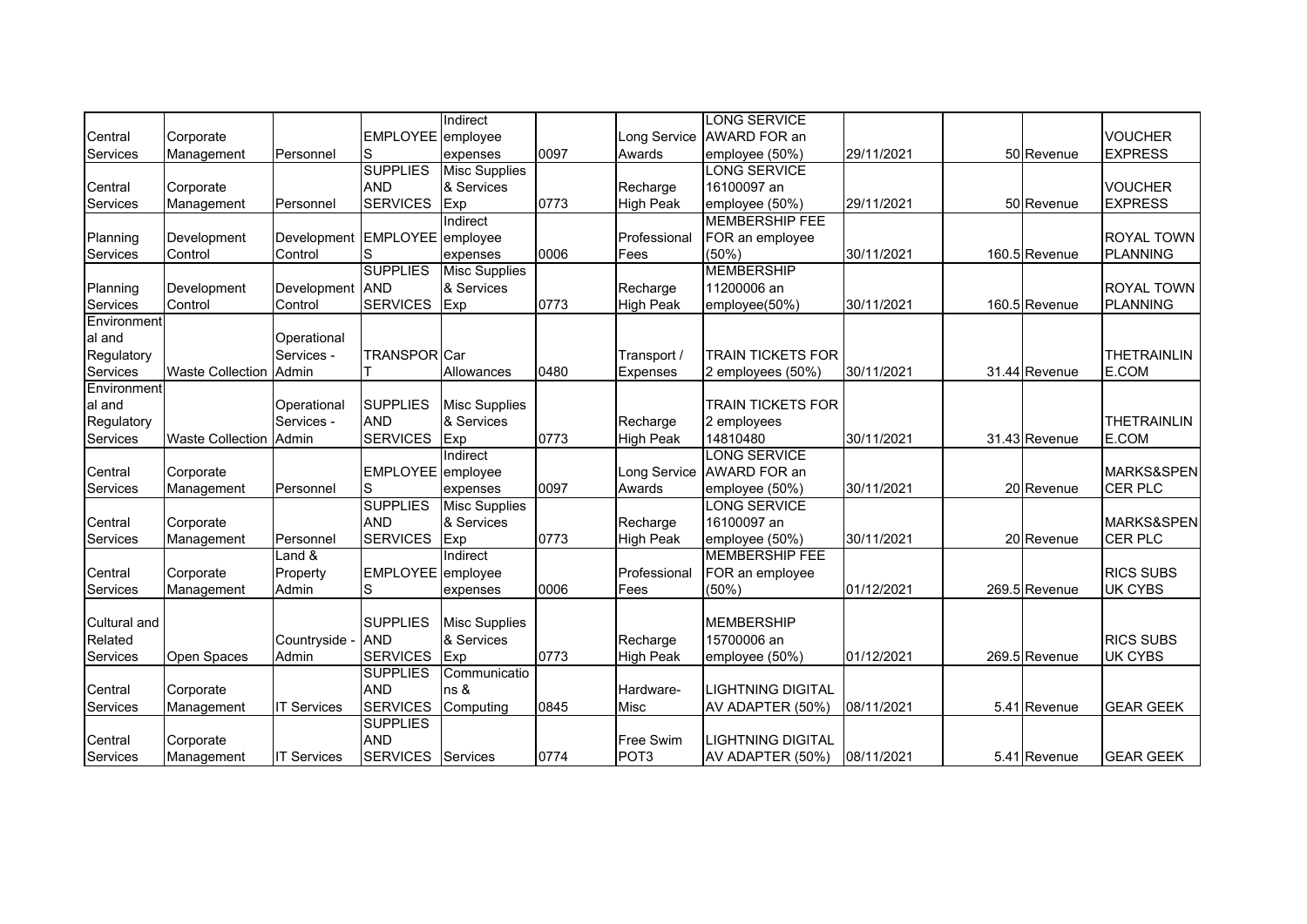| | | | | | | | | | | | |
|---|---|---|---|---|---|---|---|---|---|---|---|
| Central Services | Corporate Management | Personnel | EMPLOYEES | Indirect employee expenses | 0097 | Long Service Awards | LONG SERVICE AWARD FOR an employee (50%) | 29/11/2021 | 50 | Revenue | VOUCHER EXPRESS |
| Central Services | Corporate Management | Personnel | SUPPLIES AND SERVICES | Misc Supplies & Services Exp | 0773 | Recharge High Peak | LONG SERVICE 16100097 an employee (50%) | 29/11/2021 | 50 | Revenue | VOUCHER EXPRESS |
| Planning Services | Development Control | Development Control | EMPLOYEES | Indirect employee expenses | 0006 | Professional Fees | MEMBERSHIP FEE FOR an employee (50%) | 30/11/2021 | 160.5 | Revenue | ROYAL TOWN PLANNING |
| Planning Services | Development Control | Development Control | SUPPLIES AND SERVICES | Misc Supplies & Services Exp | 0773 | Recharge High Peak | MEMBERSHIP 11200006 an employee(50%) | 30/11/2021 | 160.5 | Revenue | ROYAL TOWN PLANNING |
| Environmental and Regulatory Services | Waste Collection | Operational Services - Admin | TRANSPORT | Car Allowances | 0480 | Transport / Expenses | TRAIN TICKETS FOR 2 employees (50%) | 30/11/2021 | 31.44 | Revenue | THETRAINLINE.COM |
| Environmental and Regulatory Services | Waste Collection | Operational Services - Admin | SUPPLIES AND SERVICES | Misc Supplies & Services Exp | 0773 | Recharge High Peak | TRAIN TICKETS FOR 2 employees 14810480 | 30/11/2021 | 31.43 | Revenue | THETRAINLINE.COM |
| Central Services | Corporate Management | Personnel | EMPLOYEES | Indirect employee expenses | 0097 | Long Service Awards | LONG SERVICE AWARD FOR an employee (50%) | 30/11/2021 | 20 | Revenue | MARKS&SPENCER PLC |
| Central Services | Corporate Management | Personnel | SUPPLIES AND SERVICES | Misc Supplies & Services Exp | 0773 | Recharge High Peak | LONG SERVICE 16100097 an employee (50%) | 30/11/2021 | 20 | Revenue | MARKS&SPENCER PLC |
| Central Services | Corporate Management | Land & Property Admin | EMPLOYEES | Indirect employee expenses | 0006 | Professional Fees | MEMBERSHIP FEE FOR an employee (50%) | 01/12/2021 | 269.5 | Revenue | RICS SUBS UK CYBS |
| Cultural and Related Services | Open Spaces | Countryside - Admin | SUPPLIES AND SERVICES | Misc Supplies & Services Exp | 0773 | Recharge High Peak | MEMBERSHIP 15700006 an employee (50%) | 01/12/2021 | 269.5 | Revenue | RICS SUBS UK CYBS |
| Central Services | Corporate Management | IT Services | SUPPLIES AND SERVICES | Communications & Computing | 0845 | Hardware-Misc | LIGHTNING DIGITAL AV ADAPTER (50%) | 08/11/2021 | 5.41 | Revenue | GEAR GEEK |
| Central Services | Corporate Management | IT Services | SUPPLIES AND SERVICES | Services | 0774 | Free Swim POT3 | LIGHTNING DIGITAL AV ADAPTER (50%) | 08/11/2021 | 5.41 | Revenue | GEAR GEEK |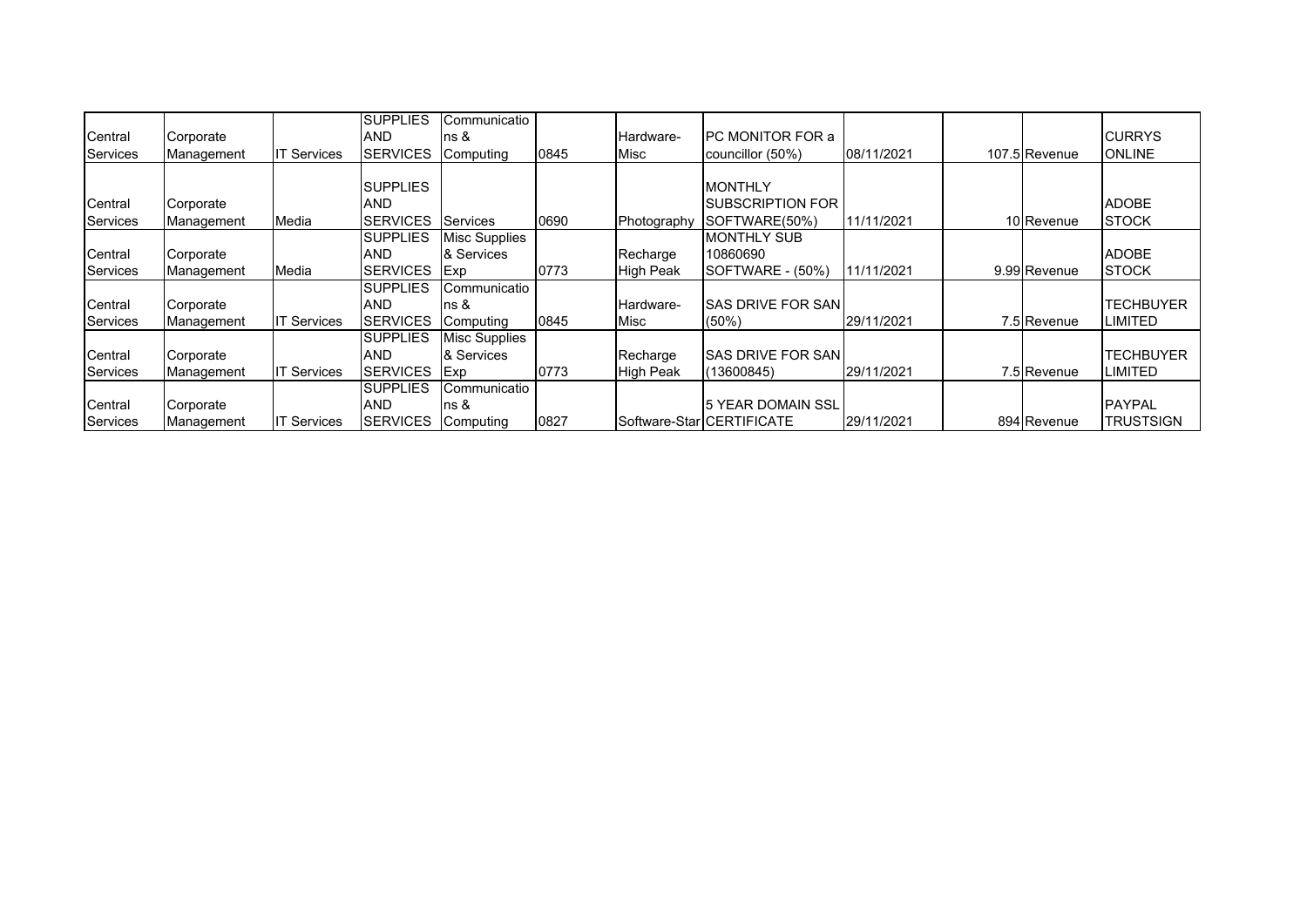| | | | | | | | | | | | | |
|---|---|---|---|---|---|---|---|---|---|---|---|---|
| Central Services | Corporate Management | IT Services | SUPPLIES AND SERVICES | Communications & Computing | 0845 | Hardware-Misc | PC MONITOR FOR a councillor (50%) | 08/11/2021 | | 107.5 | Revenue | CURRYS ONLINE |
| Central Services | Corporate Management | Media | SUPPLIES AND SERVICES | Services | 0690 | Photography | MONTHLY SUBSCRIPTION FOR SOFTWARE(50%) | 11/11/2021 | | 10 | Revenue | ADOBE STOCK |
| Central Services | Corporate Management | Media | SUPPLIES AND SERVICES | Misc Supplies & Services Exp | 0773 | Recharge High Peak | MONTHLY SUB 10860690 SOFTWARE - (50%) | 11/11/2021 | | 9.99 | Revenue | ADOBE STOCK |
| Central Services | Corporate Management | IT Services | SUPPLIES AND SERVICES | Communications & Computing | 0845 | Hardware-Misc | SAS DRIVE FOR SAN (50%) | 29/11/2021 | | 7.5 | Revenue | TECHBUYER LIMITED |
| Central Services | Corporate Management | IT Services | SUPPLIES AND SERVICES | Misc Supplies & Services Exp | 0773 | Recharge High Peak | SAS DRIVE FOR SAN (13600845) | 29/11/2021 | | 7.5 | Revenue | TECHBUYER LIMITED |
| Central Services | Corporate Management | IT Services | SUPPLIES AND SERVICES | Communications & Computing | 0827 | Software-Star | 5 YEAR DOMAIN SSL CERTIFICATE | 29/11/2021 | | 894 | Revenue | PAYPAL TRUSTSIGN |